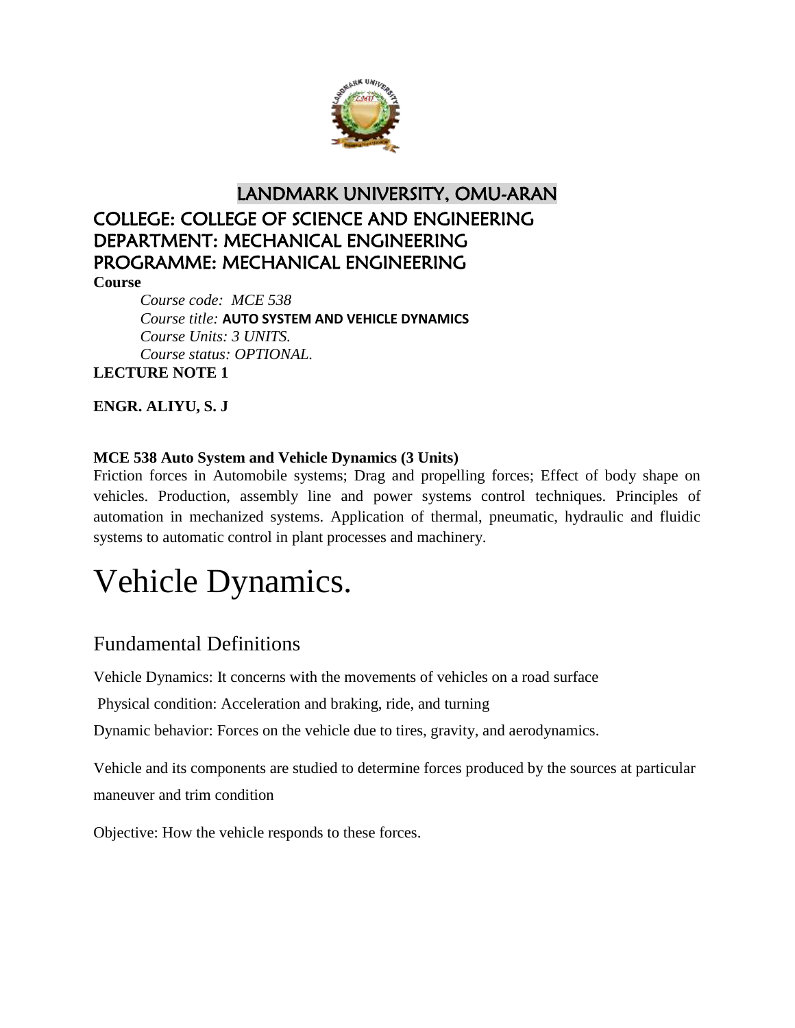# LANDMARK UNIVERSITY, OMU-ARAN

## COLLEGE: COLLEGE OF SCIENCE AND ENGINEERING
## DEPARTMENT: MECHANICAL ENGINEERING
## PROGRAMME: MECHANICAL ENGINEERING

**Course**

*Course code: MCE 538*
*Course title:* **AUTO SYSTEM AND VEHICLE DYNAMICS**
*Course Units: 3 UNITS.*
*Course status: OPTIONAL.*

**LECTURE NOTE 1**

**ENGR. ALIYU, S. J**

**MCE 538 Auto System and Vehicle Dynamics (3 Units)**

Friction forces in Automobile systems; Drag and propelling forces; Effect of body shape on vehicles. Production, assembly line and power systems control techniques. Principles of automation in mechanized systems. Application of thermal, pneumatic, hydraulic and fluidic systems to automatic control in plant processes and machinery.

# Vehicle Dynamics.

## Fundamental Definitions

Vehicle Dynamics: It concerns with the movements of vehicles on a road surface

Physical condition: Acceleration and braking, ride, and turning

Dynamic behavior: Forces on the vehicle due to tires, gravity, and aerodynamics.

Vehicle and its components are studied to determine forces produced by the sources at particular maneuver and trim condition

Objective: How the vehicle responds to these forces.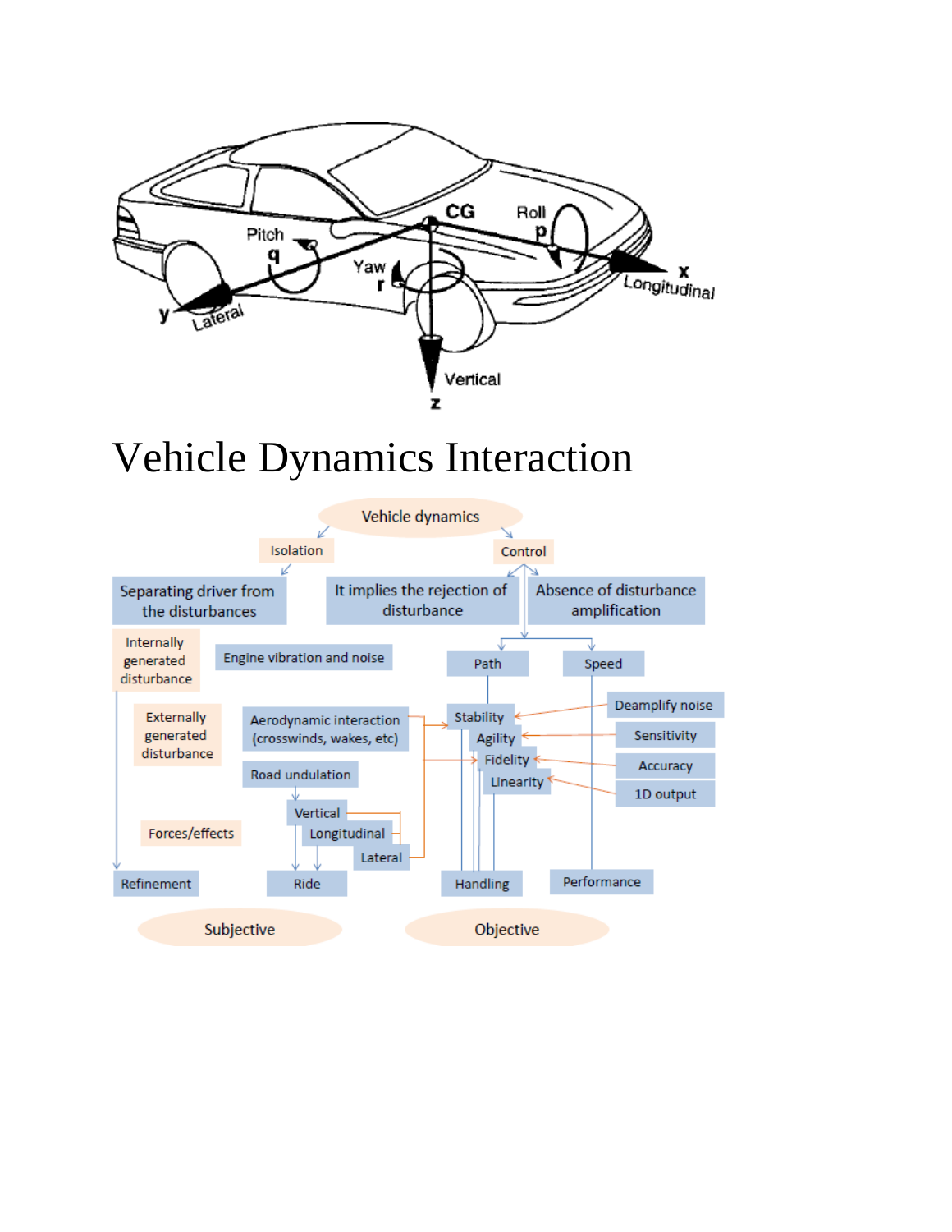# Vehicle Dynamics Interaction

Vehicle dynamics

Isolation

Control

Separating driver from the disturbances

It implies the rejection of disturbance

Absence of disturbance amplification

Internally generated disturbance

Engine vibration and noise

Path

Speed

Externally generated disturbance

Aerodynamic interaction (crosswinds, wakes, etc)

Stability

Agility

Fidelity

Linearity

Deamplify noise

Sensitivity

Accuracy

1D output

Road undulation

Vertical

Longitudinal

Lateral

Forces/effects

Refinement

Ride

Handling

Performance

Subjective

Objective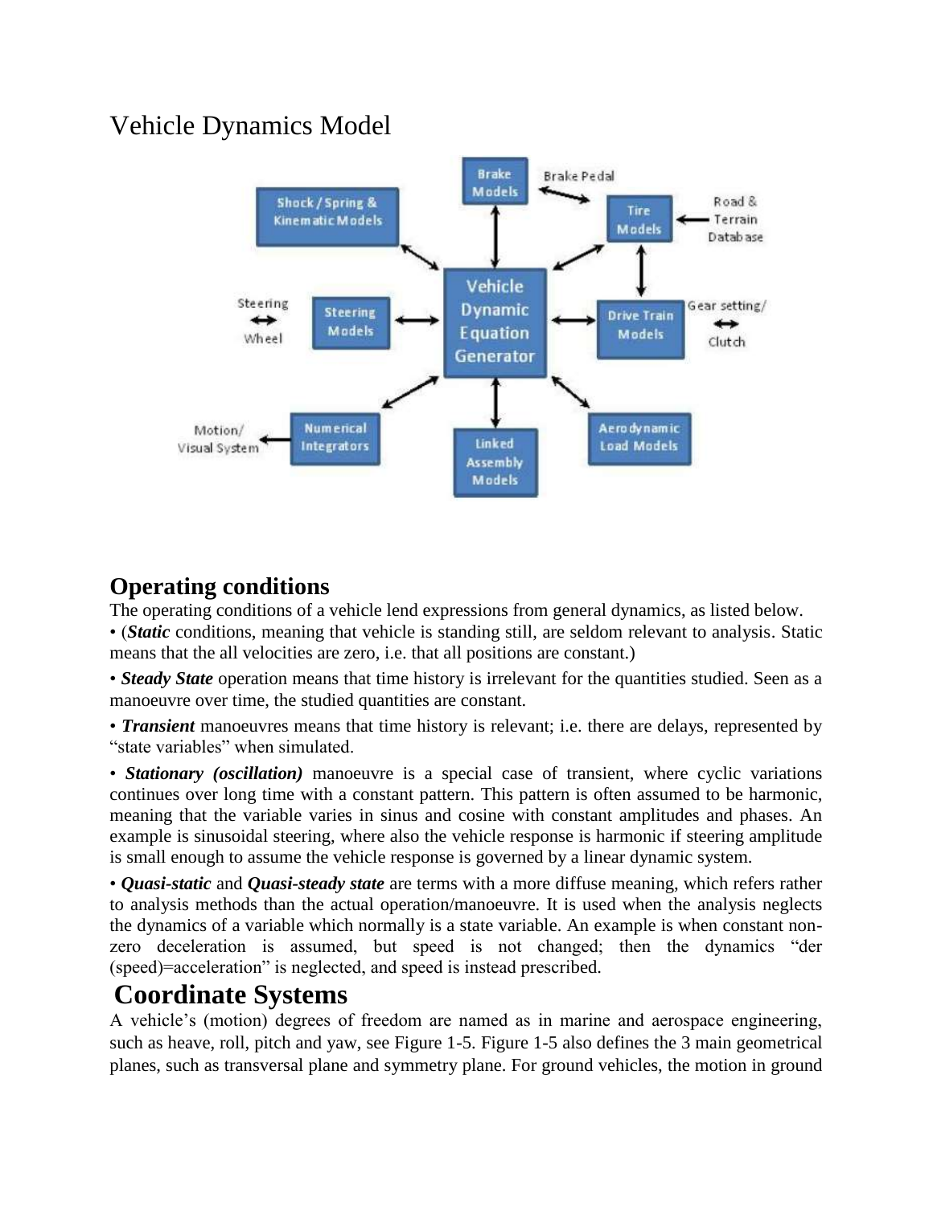# Vehicle Dynamics Model

## Operating conditions

The operating conditions of a vehicle lend expressions from general dynamics, as listed below.

• (***Static*** conditions, meaning that vehicle is standing still, are seldom relevant to analysis. Static means that the all velocities are zero, i.e. that all positions are constant.)

• ***Steady State*** operation means that time history is irrelevant for the quantities studied. Seen as a manoeuvre over time, the studied quantities are constant.

• ***Transient*** manoeuvres means that time history is relevant; i.e. there are delays, represented by "state variables" when simulated.

• ***Stationary (oscillation)*** manoeuvre is a special case of transient, where cyclic variations continues over long time with a constant pattern. This pattern is often assumed to be harmonic, meaning that the variable varies in sinus and cosine with constant amplitudes and phases. An example is sinusoidal steering, where also the vehicle response is harmonic if steering amplitude is small enough to assume the vehicle response is governed by a linear dynamic system.

• ***Quasi-static*** and ***Quasi-steady state*** are terms with a more diffuse meaning, which refers rather to analysis methods than the actual operation/manoeuvre. It is used when the analysis neglects the dynamics of a variable which normally is a state variable. An example is when constant non-zero deceleration is assumed, but speed is not changed; then the dynamics "der (speed)=acceleration" is neglected, and speed is instead prescribed.

## Coordinate Systems

A vehicle's (motion) degrees of freedom are named as in marine and aerospace engineering, such as heave, roll, pitch and yaw, see Figure 1-5. Figure 1-5 also defines the 3 main geometrical planes, such as transversal plane and symmetry plane. For ground vehicles, the motion in ground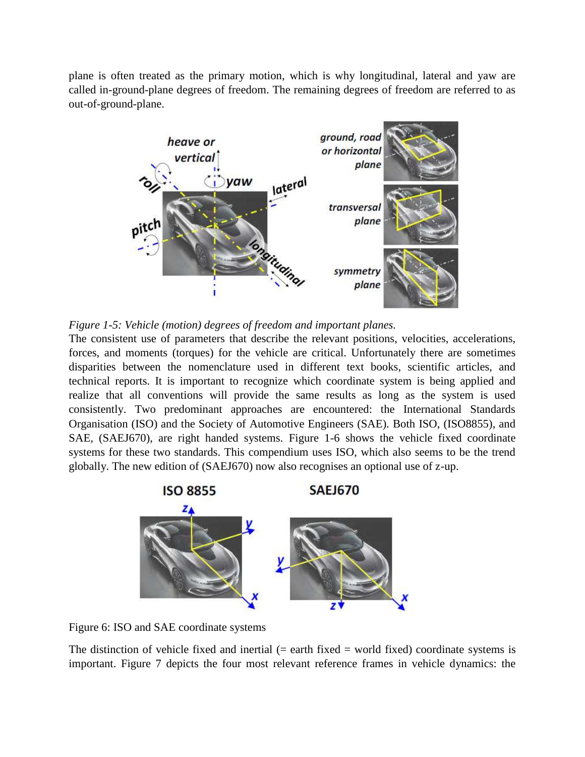plane is often treated as the primary motion, which is why longitudinal, lateral and yaw are called in-ground-plane degrees of freedom. The remaining degrees of freedom are referred to as out-of-ground-plane.

*Figure 1-5: Vehicle (motion) degrees of freedom and important planes.*

The consistent use of parameters that describe the relevant positions, velocities, accelerations, forces, and moments (torques) for the vehicle are critical. Unfortunately there are sometimes disparities between the nomenclature used in different text books, scientific articles, and technical reports. It is important to recognize which coordinate system is being applied and realize that all conventions will provide the same results as long as the system is used consistently. Two predominant approaches are encountered: the International Standards Organisation (ISO) and the Society of Automotive Engineers (SAE). Both ISO, (ISO8855), and SAE, (SAEJ670), are right handed systems. Figure 1-6 shows the vehicle fixed coordinate systems for these two standards. This compendium uses ISO, which also seems to be the trend globally. The new edition of (SAEJ670) now also recognises an optional use of z-up.

Figure 6: ISO and SAE coordinate systems

The distinction of vehicle fixed and inertial (= earth fixed = world fixed) coordinate systems is important. Figure 7 depicts the four most relevant reference frames in vehicle dynamics: the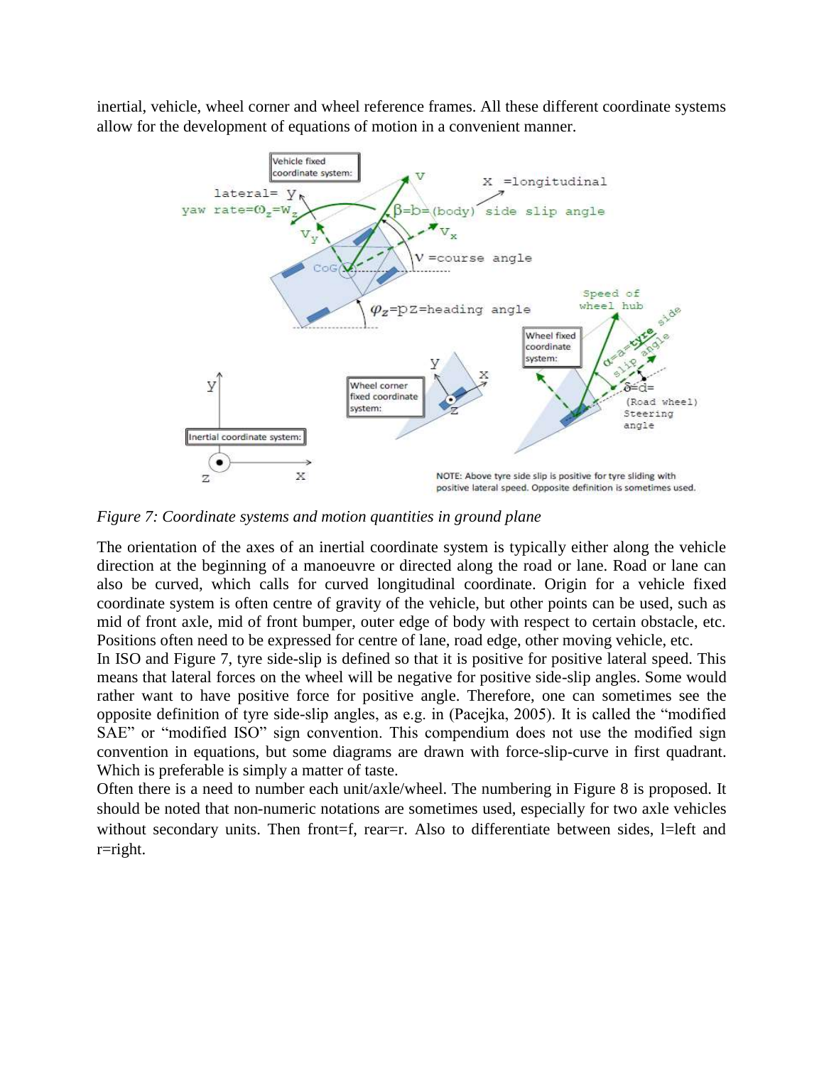inertial, vehicle, wheel corner and wheel reference frames. All these different coordinate systems allow for the development of equations of motion in a convenient manner.

*Figure 7: Coordinate systems and motion quantities in ground plane*

The orientation of the axes of an inertial coordinate system is typically either along the vehicle direction at the beginning of a manoeuvre or directed along the road or lane. Road or lane can also be curved, which calls for curved longitudinal coordinate. Origin for a vehicle fixed coordinate system is often centre of gravity of the vehicle, but other points can be used, such as mid of front axle, mid of front bumper, outer edge of body with respect to certain obstacle, etc. Positions often need to be expressed for centre of lane, road edge, other moving vehicle, etc.

In ISO and Figure 7, tyre side-slip is defined so that it is positive for positive lateral speed. This means that lateral forces on the wheel will be negative for positive side-slip angles. Some would rather want to have positive force for positive angle. Therefore, one can sometimes see the opposite definition of tyre side-slip angles, as e.g. in (Pacejka, 2005). It is called the "modified SAE" or "modified ISO" sign convention. This compendium does not use the modified sign convention in equations, but some diagrams are drawn with force-slip-curve in first quadrant. Which is preferable is simply a matter of taste.

Often there is a need to number each unit/axle/wheel. The numbering in Figure 8 is proposed. It should be noted that non-numeric notations are sometimes used, especially for two axle vehicles without secondary units. Then front=f, rear=r. Also to differentiate between sides, l=left and r=right.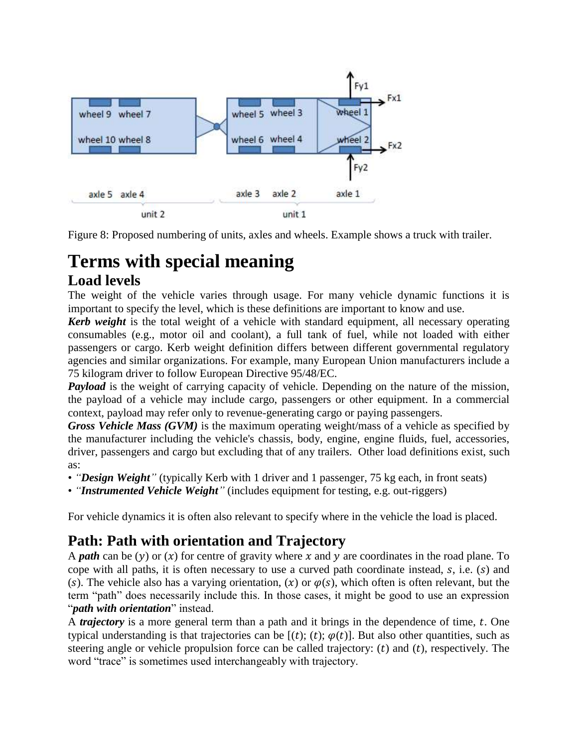Figure 8: Proposed numbering of units, axles and wheels. Example shows a truck with trailer.

# Terms with special meaning

## Load levels

The weight of the vehicle varies through usage. For many vehicle dynamic functions it is important to specify the level, which is these definitions are important to know and use.

***Kerb weight*** is the total weight of a vehicle with standard equipment, all necessary operating consumables (e.g., motor oil and coolant), a full tank of fuel, while not loaded with either passengers or cargo. Kerb weight definition differs between different governmental regulatory agencies and similar organizations. For example, many European Union manufacturers include a 75 kilogram driver to follow European Directive 95/48/EC.

***Payload*** is the weight of carrying capacity of vehicle. Depending on the nature of the mission, the payload of a vehicle may include cargo, passengers or other equipment. In a commercial context, payload may refer only to revenue-generating cargo or paying passengers.

***Gross Vehicle Mass (GVM)*** is the maximum operating weight/mass of a vehicle as specified by the manufacturer including the vehicle's chassis, body, engine, engine fluids, fuel, accessories, driver, passengers and cargo but excluding that of any trailers. Other load definitions exist, such as:

- *"**Design Weight**"* (typically Kerb with 1 driver and 1 passenger, 75 kg each, in front seats)
- *"**Instrumented Vehicle Weight**"* (includes equipment for testing, e.g. out-riggers)

For vehicle dynamics it is often also relevant to specify where in the vehicle the load is placed.

## Path: Path with orientation and Trajectory

A ***path*** can be $(y)$ or $(x)$ for centre of gravity where $x$ and $y$ are coordinates in the road plane. To cope with all paths, it is often necessary to use a curved path coordinate instead, $s$, i.e. $(s)$ and $(s)$. The vehicle also has a varying orientation, $(x)$ or $\varphi(s)$, which often is often relevant, but the term "path" does necessarily include this. In those cases, it might be good to use an expression "***path with orientation***" instead.

A ***trajectory*** is a more general term than a path and it brings in the dependence of time, $t$. One typical understanding is that trajectories can be $[(t); (t); \varphi(t)]$. But also other quantities, such as steering angle or vehicle propulsion force can be called trajectory: $(t)$ and $(t)$, respectively. The word "trace" is sometimes used interchangeably with trajectory.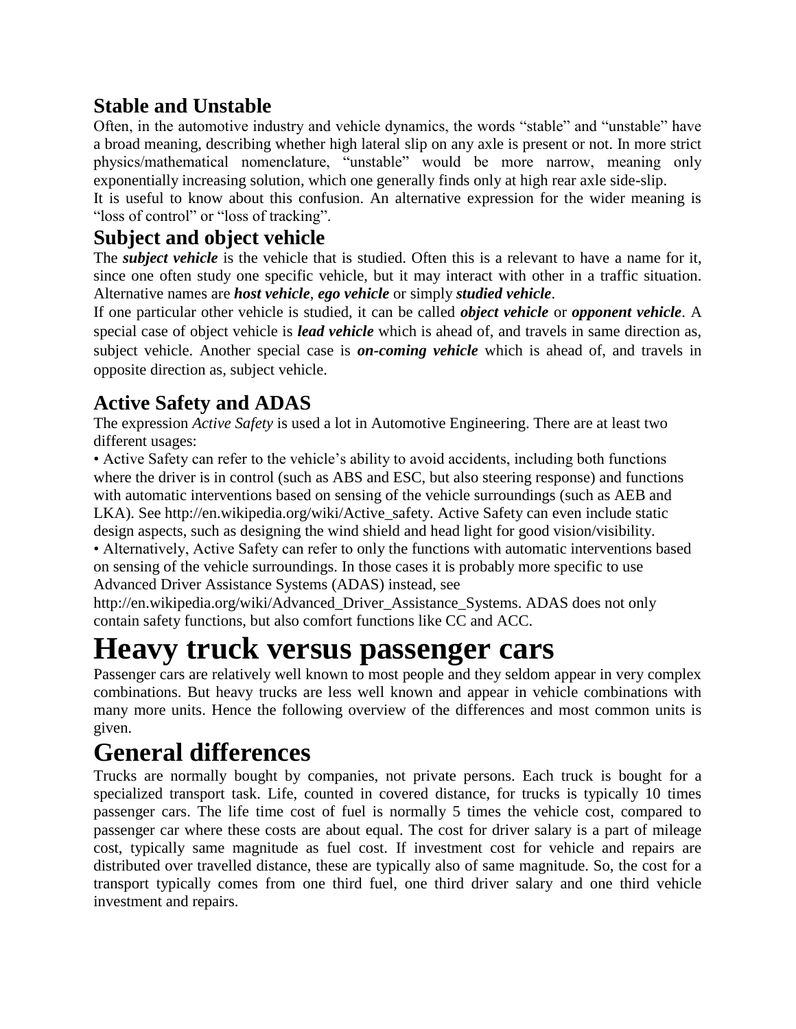## Stable and Unstable

Often, in the automotive industry and vehicle dynamics, the words "stable" and "unstable" have a broad meaning, describing whether high lateral slip on any axle is present or not. In more strict physics/mathematical nomenclature, "unstable" would be more narrow, meaning only exponentially increasing solution, which one generally finds only at high rear axle side-slip.

It is useful to know about this confusion. An alternative expression for the wider meaning is "loss of control" or "loss of tracking".

## Subject and object vehicle

The ***subject vehicle*** is the vehicle that is studied. Often this is a relevant to have a name for it, since one often study one specific vehicle, but it may interact with other in a traffic situation. Alternative names are ***host vehicle***, ***ego vehicle*** or simply ***studied vehicle***.

If one particular other vehicle is studied, it can be called ***object vehicle*** or ***opponent vehicle***. A special case of object vehicle is ***lead vehicle*** which is ahead of, and travels in same direction as, subject vehicle. Another special case is ***on-coming vehicle*** which is ahead of, and travels in opposite direction as, subject vehicle.

## Active Safety and ADAS

The expression *Active Safety* is used a lot in Automotive Engineering. There are at least two different usages:

- Active Safety can refer to the vehicle's ability to avoid accidents, including both functions where the driver is in control (such as ABS and ESC, but also steering response) and functions with automatic interventions based on sensing of the vehicle surroundings (such as AEB and LKA). See http://en.wikipedia.org/wiki/Active_safety. Active Safety can even include static design aspects, such as designing the wind shield and head light for good vision/visibility.
- Alternatively, Active Safety can refer to only the functions with automatic interventions based on sensing of the vehicle surroundings. In those cases it is probably more specific to use Advanced Driver Assistance Systems (ADAS) instead, see http://en.wikipedia.org/wiki/Advanced_Driver_Assistance_Systems. ADAS does not only contain safety functions, but also comfort functions like CC and ACC.

# Heavy truck versus passenger cars

Passenger cars are relatively well known to most people and they seldom appear in very complex combinations. But heavy trucks are less well known and appear in vehicle combinations with many more units. Hence the following overview of the differences and most common units is given.

# General differences

Trucks are normally bought by companies, not private persons. Each truck is bought for a specialized transport task. Life, counted in covered distance, for trucks is typically 10 times passenger cars. The life time cost of fuel is normally 5 times the vehicle cost, compared to passenger car where these costs are about equal. The cost for driver salary is a part of mileage cost, typically same magnitude as fuel cost. If investment cost for vehicle and repairs are distributed over travelled distance, these are typically also of same magnitude. So, the cost for a transport typically comes from one third fuel, one third driver salary and one third vehicle investment and repairs.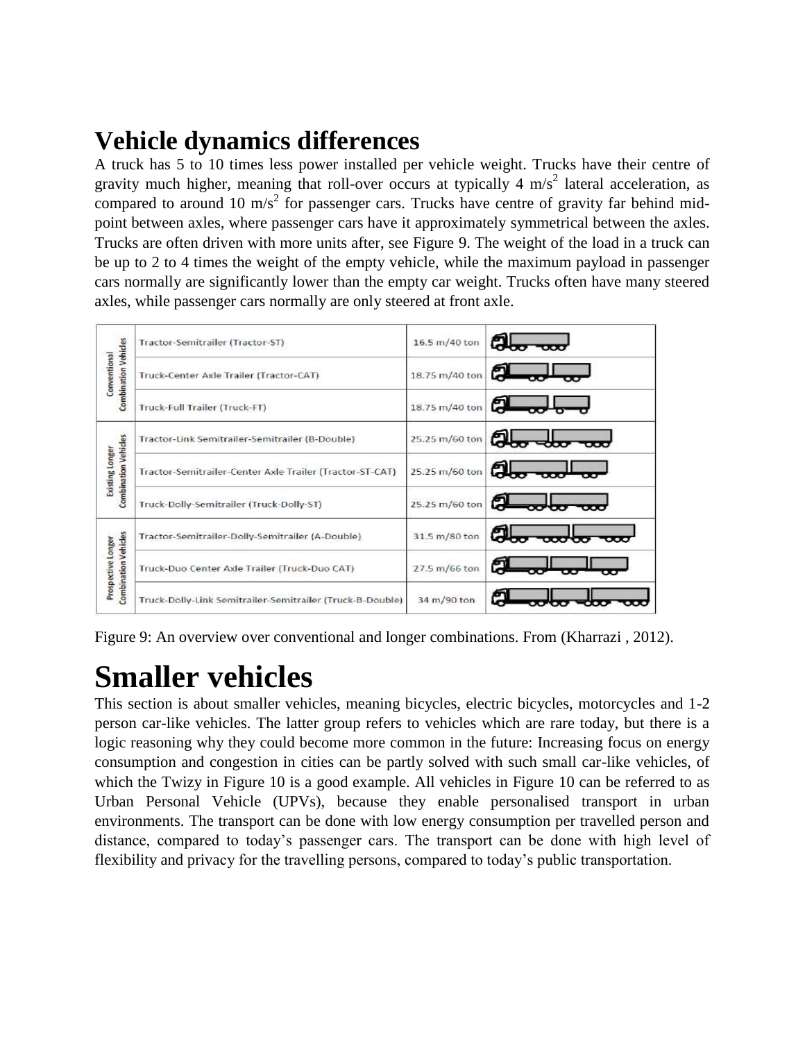# Vehicle dynamics differences

A truck has 5 to 10 times less power installed per vehicle weight. Trucks have their centre of gravity much higher, meaning that roll-over occurs at typically 4 $m/s^2$ lateral acceleration, as compared to around 10 $m/s^2$ for passenger cars. Trucks have centre of gravity far behind mid-point between axles, where passenger cars have it approximately symmetrical between the axles. Trucks are often driven with more units after, see Figure 9. The weight of the load in a truck can be up to 2 to 4 times the weight of the empty vehicle, while the maximum payload in passenger cars normally are significantly lower than the empty car weight. Trucks often have many steered axles, while passenger cars normally are only steered at front axle.

| Category | Combination | Length/Weight |
|---|---|---|
| Conventional Combination Vehicles | Tractor-Semitrailer (Tractor-ST) | 16.5 m/40 ton |
| | Truck-Center Axle Trailer (Tractor-CAT) | 18.75 m/40 ton |
| | Truck-Full Trailer (Truck-FT) | 18.75 m/40 ton |
| Existing Longer Combination Vehicles | Tractor-Link Semitrailer-Semitrailer (B-Double) | 25.25 m/60 ton |
| | Tractor-Semitrailer-Center Axle Trailer (Tractor-ST-CAT) | 25.25 m/60 ton |
| | Truck-Dolly-Semitrailer (Truck-Dolly-ST) | 25.25 m/60 ton |
| Prospective Longer Combination Vehicles | Tractor-Semitrailer-Dolly-Semitrailer (A-Double) | 31.5 m/80 ton |
| | Truck-Duo Center Axle Trailer (Truck-Duo CAT) | 27.5 m/66 ton |
| | Truck-Dolly-Link Semitrailer-Semitrailer (Truck-B-Double) | 34 m/90 ton |

Figure 9: An overview over conventional and longer combinations. From (Kharrazi , 2012).

# Smaller vehicles

This section is about smaller vehicles, meaning bicycles, electric bicycles, motorcycles and 1-2 person car-like vehicles. The latter group refers to vehicles which are rare today, but there is a logic reasoning why they could become more common in the future: Increasing focus on energy consumption and congestion in cities can be partly solved with such small car-like vehicles, of which the Twizy in Figure 10 is a good example. All vehicles in Figure 10 can be referred to as Urban Personal Vehicle (UPVs), because they enable personalised transport in urban environments. The transport can be done with low energy consumption per travelled person and distance, compared to today's passenger cars. The transport can be done with high level of flexibility and privacy for the travelling persons, compared to today's public transportation.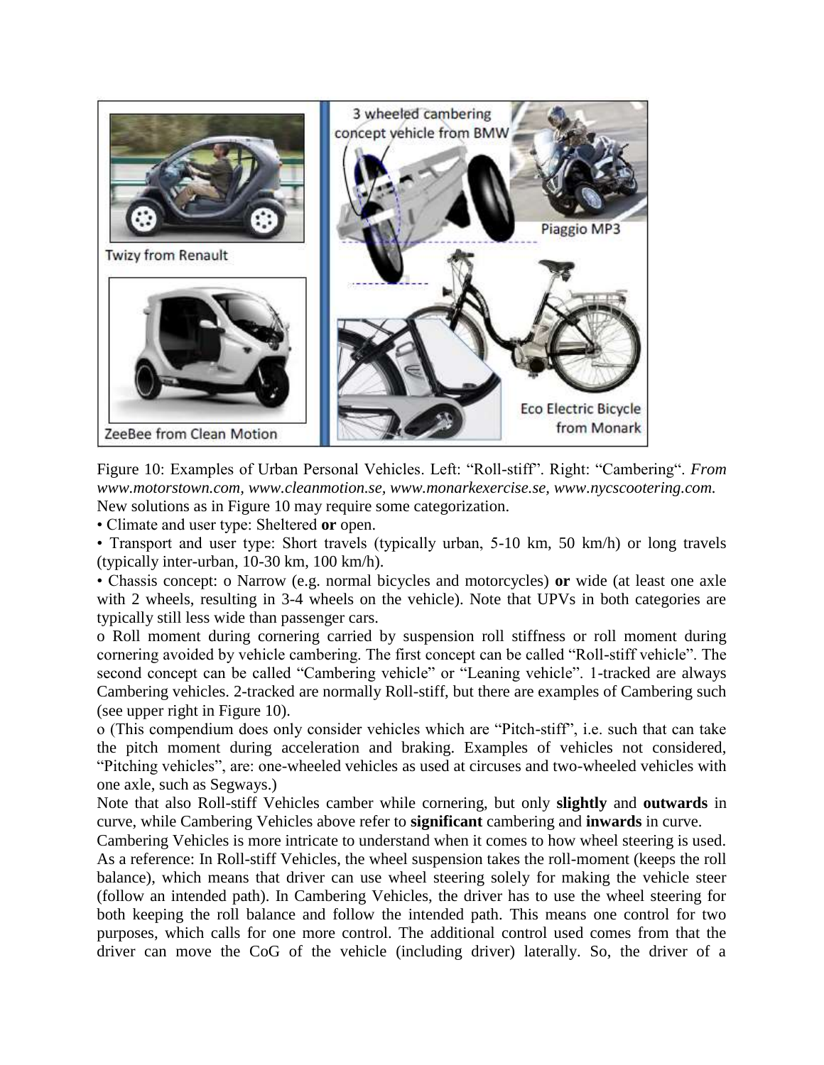Figure 10: Examples of Urban Personal Vehicles. Left: "Roll-stiff". Right: "Cambering". *From www.motorstown.com, www.cleanmotion.se, www.monarkexercise.se, www.nycscootering.com.*

New solutions as in Figure 10 may require some categorization.

- Climate and user type: Sheltered **or** open.
- Transport and user type: Short travels (typically urban, 5-10 km, 50 km/h) or long travels (typically inter-urban, 10-30 km, 100 km/h).
- Chassis concept: o Narrow (e.g. normal bicycles and motorcycles) **or** wide (at least one axle with 2 wheels, resulting in 3-4 wheels on the vehicle). Note that UPVs in both categories are typically still less wide than passenger cars.

o Roll moment during cornering carried by suspension roll stiffness or roll moment during cornering avoided by vehicle cambering. The first concept can be called "Roll-stiff vehicle". The second concept can be called "Cambering vehicle" or "Leaning vehicle". 1-tracked are always Cambering vehicles. 2-tracked are normally Roll-stiff, but there are examples of Cambering such (see upper right in Figure 10).

o (This compendium does only consider vehicles which are "Pitch-stiff", i.e. such that can take the pitch moment during acceleration and braking. Examples of vehicles not considered, "Pitching vehicles", are: one-wheeled vehicles as used at circuses and two-wheeled vehicles with one axle, such as Segways.)

Note that also Roll-stiff Vehicles camber while cornering, but only **slightly** and **outwards** in curve, while Cambering Vehicles above refer to **significant** cambering and **inwards** in curve.

Cambering Vehicles is more intricate to understand when it comes to how wheel steering is used. As a reference: In Roll-stiff Vehicles, the wheel suspension takes the roll-moment (keeps the roll balance), which means that driver can use wheel steering solely for making the vehicle steer (follow an intended path). In Cambering Vehicles, the driver has to use the wheel steering for both keeping the roll balance and follow the intended path. This means one control for two purposes, which calls for one more control. The additional control used comes from that the driver can move the CoG of the vehicle (including driver) laterally. So, the driver of a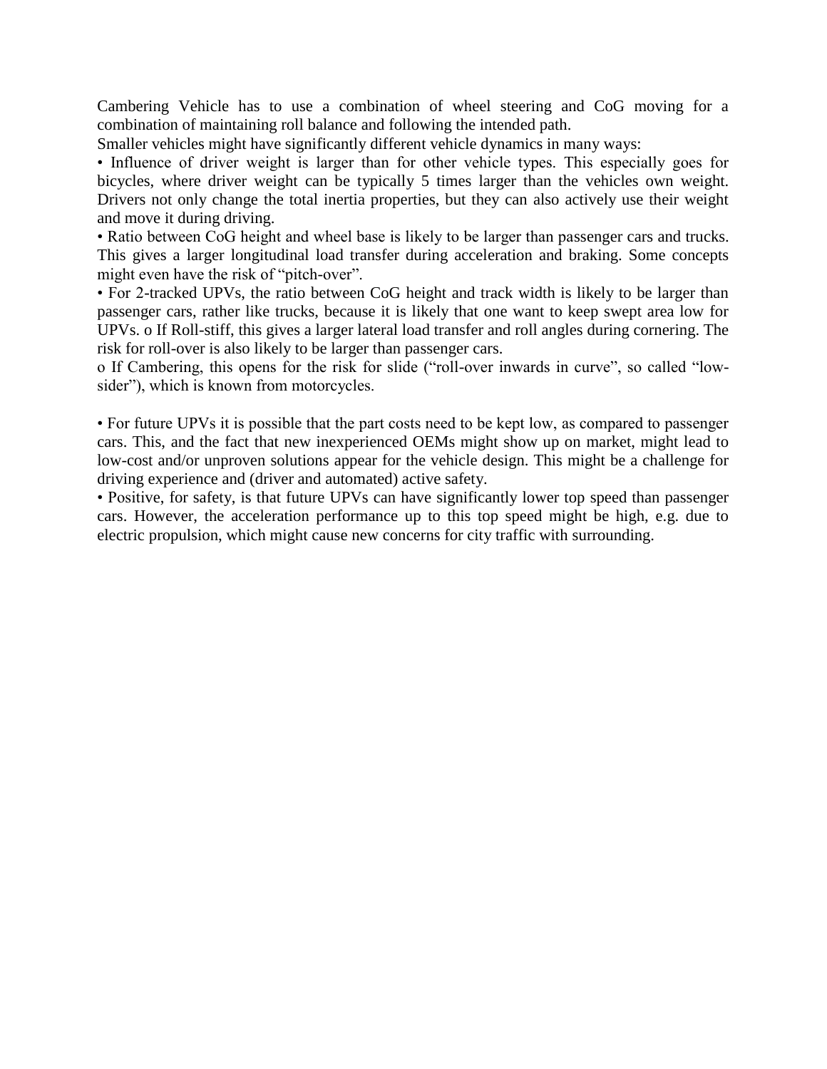Cambering Vehicle has to use a combination of wheel steering and CoG moving for a combination of maintaining roll balance and following the intended path.

Smaller vehicles might have significantly different vehicle dynamics in many ways:

- Influence of driver weight is larger than for other vehicle types. This especially goes for bicycles, where driver weight can be typically 5 times larger than the vehicles own weight. Drivers not only change the total inertia properties, but they can also actively use their weight and move it during driving.
- Ratio between CoG height and wheel base is likely to be larger than passenger cars and trucks. This gives a larger longitudinal load transfer during acceleration and braking. Some concepts might even have the risk of "pitch-over".
- For 2-tracked UPVs, the ratio between CoG height and track width is likely to be larger than passenger cars, rather like trucks, because it is likely that one want to keep swept area low for UPVs.
  - If Roll-stiff, this gives a larger lateral load transfer and roll angles during cornering. The risk for roll-over is also likely to be larger than passenger cars.
  - If Cambering, this opens for the risk for slide ("roll-over inwards in curve", so called "low-sider"), which is known from motorcycles.

- For future UPVs it is possible that the part costs need to be kept low, as compared to passenger cars. This, and the fact that new inexperienced OEMs might show up on market, might lead to low-cost and/or unproven solutions appear for the vehicle design. This might be a challenge for driving experience and (driver and automated) active safety.
- Positive, for safety, is that future UPVs can have significantly lower top speed than passenger cars. However, the acceleration performance up to this top speed might be high, e.g. due to electric propulsion, which might cause new concerns for city traffic with surrounding.